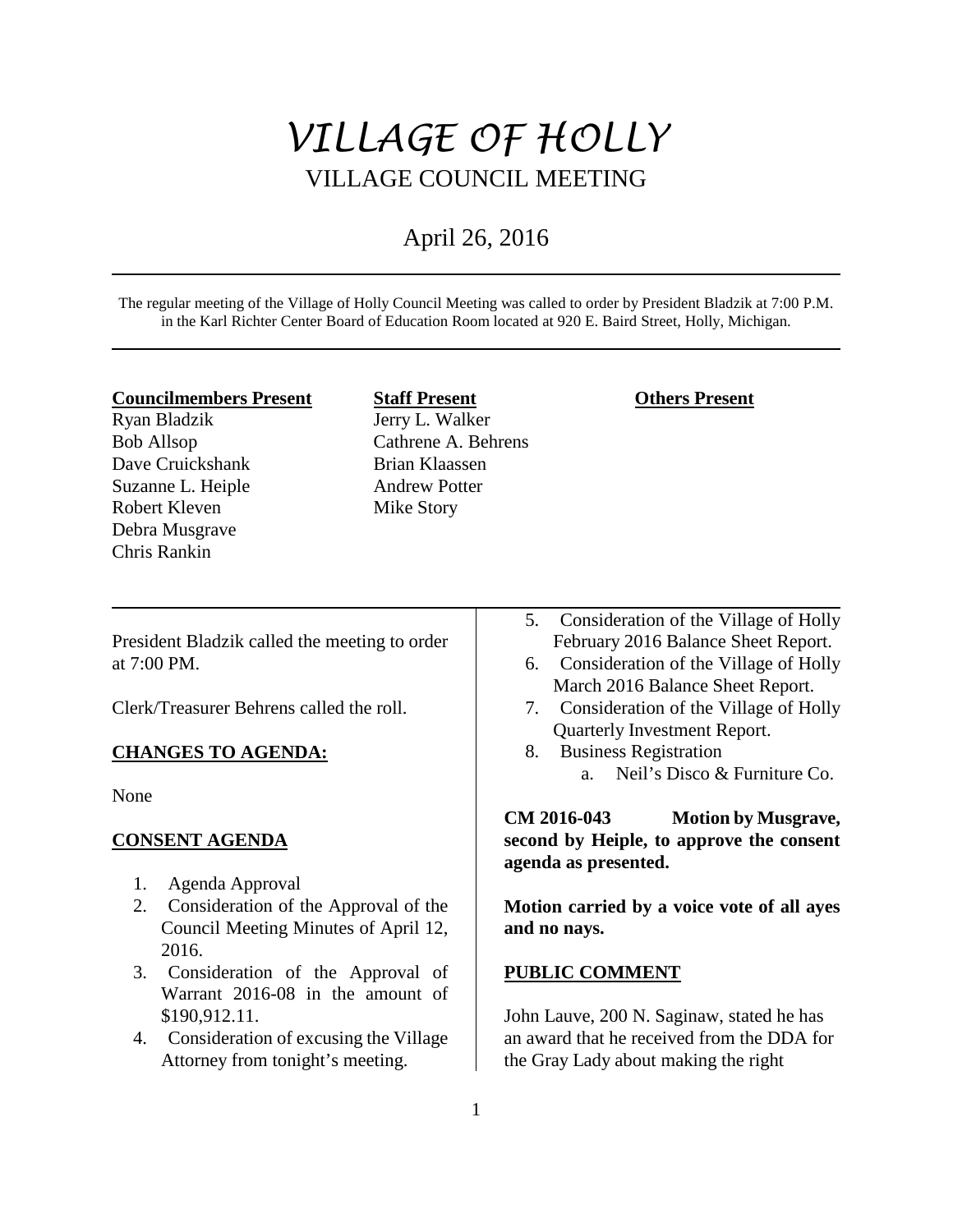# VILLAGE OF HOLLY

## VILLAGE COUNCIL MEETING

### April 26, 2016

The regular meeting of the Village of Holly Council Meeting was called to order by President Bladzik at 7:00 P.M. in the Karl Richter Center Board of Education Room located at 920 E. Baird Street, Holly, Michigan.

| **Councilmembers Present** | **Staff Present** | **Others Present** |
|---|---|---|
| Ryan Bladzik | Jerry L. Walker | |
| Bob Allsop | Cathrene A. Behrens | |
| Dave Cruickshank | Brian Klaassen | |
| Suzanne L. Heiple | Andrew Potter | |
| Robert Kleven | Mike Story | |
| Debra Musgrave | | |
| Chris Rankin | | |

President Bladzik called the meeting to order at 7:00 PM.

Clerk/Treasurer Behrens called the roll.

**CHANGES TO AGENDA:**

None

**CONSENT AGENDA**

1. Agenda Approval
2. Consideration of the Approval of the Council Meeting Minutes of April 12, 2016.
3. Consideration of the Approval of Warrant 2016-08 in the amount of $190,912.11.
4. Consideration of excusing the Village Attorney from tonight's meeting.
5. Consideration of the Village of Holly February 2016 Balance Sheet Report.
6. Consideration of the Village of Holly March 2016 Balance Sheet Report.
7. Consideration of the Village of Holly Quarterly Investment Report.
8. Business Registration
   a. Neil's Disco & Furniture Co.

**CM 2016-043 Motion by Musgrave, second by Heiple, to approve the consent agenda as presented.**

**Motion carried by a voice vote of all ayes and no nays.**

**PUBLIC COMMENT**

John Lauve, 200 N. Saginaw, stated he has an award that he received from the DDA for the Gray Lady about making the right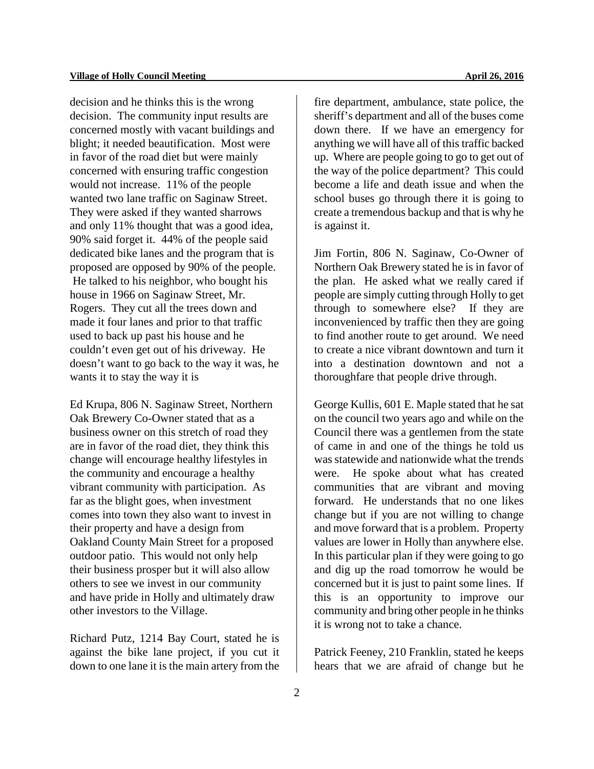decision and he thinks this is the wrong decision. The community input results are concerned mostly with vacant buildings and blight; it needed beautification. Most were in favor of the road diet but were mainly concerned with ensuring traffic congestion would not increase. 11% of the people wanted two lane traffic on Saginaw Street. They were asked if they wanted sharrows and only 11% thought that was a good idea, 90% said forget it. 44% of the people said dedicated bike lanes and the program that is proposed are opposed by 90% of the people. He talked to his neighbor, who bought his house in 1966 on Saginaw Street, Mr. Rogers. They cut all the trees down and made it four lanes and prior to that traffic used to back up past his house and he couldn't even get out of his driveway. He doesn't want to go back to the way it was, he wants it to stay the way it is

Ed Krupa, 806 N. Saginaw Street, Northern Oak Brewery Co-Owner stated that as a business owner on this stretch of road they are in favor of the road diet, they think this change will encourage healthy lifestyles in the community and encourage a healthy vibrant community with participation. As far as the blight goes, when investment comes into town they also want to invest in their property and have a design from Oakland County Main Street for a proposed outdoor patio. This would not only help their business prosper but it will also allow others to see we invest in our community and have pride in Holly and ultimately draw other investors to the Village.

Richard Putz, 1214 Bay Court, stated he is against the bike lane project, if you cut it down to one lane it is the main artery from the fire department, ambulance, state police, the sheriff's department and all of the buses come down there. If we have an emergency for anything we will have all of this traffic backed up. Where are people going to go to get out of the way of the police department? This could become a life and death issue and when the school buses go through there it is going to create a tremendous backup and that is why he is against it.

Jim Fortin, 806 N. Saginaw, Co-Owner of Northern Oak Brewery stated he is in favor of the plan. He asked what we really cared if people are simply cutting through Holly to get through to somewhere else? If they are inconvenienced by traffic then they are going to find another route to get around. We need to create a nice vibrant downtown and turn it into a destination downtown and not a thoroughfare that people drive through.

George Kullis, 601 E. Maple stated that he sat on the council two years ago and while on the Council there was a gentlemen from the state of came in and one of the things he told us was statewide and nationwide what the trends were. He spoke about what has created communities that are vibrant and moving forward. He understands that no one likes change but if you are not willing to change and move forward that is a problem. Property values are lower in Holly than anywhere else. In this particular plan if they were going to go and dig up the road tomorrow he would be concerned but it is just to paint some lines. If this is an opportunity to improve our community and bring other people in he thinks it is wrong not to take a chance.

Patrick Feeney, 210 Franklin, stated he keeps hears that we are afraid of change but he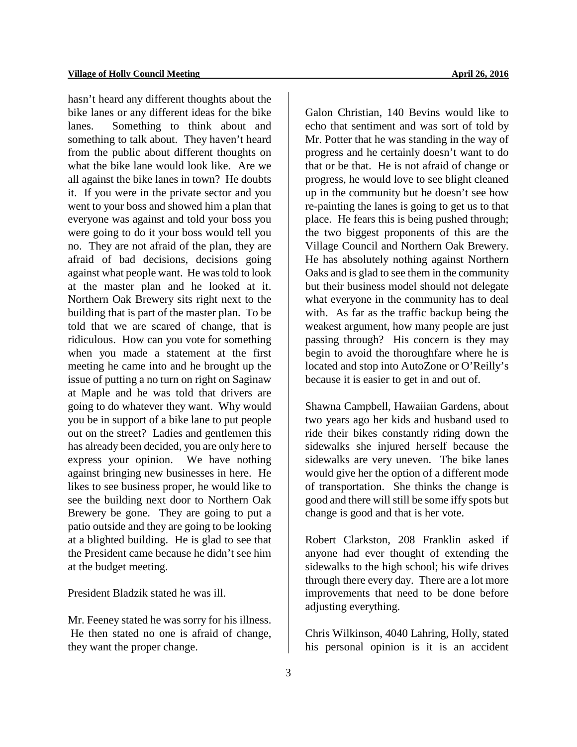hasn't heard any different thoughts about the bike lanes or any different ideas for the bike lanes. Something to think about and something to talk about. They haven't heard from the public about different thoughts on what the bike lane would look like. Are we all against the bike lanes in town? He doubts it. If you were in the private sector and you went to your boss and showed him a plan that everyone was against and told your boss you were going to do it your boss would tell you no. They are not afraid of the plan, they are afraid of bad decisions, decisions going against what people want. He was told to look at the master plan and he looked at it. Northern Oak Brewery sits right next to the building that is part of the master plan. To be told that we are scared of change, that is ridiculous. How can you vote for something when you made a statement at the first meeting he came into and he brought up the issue of putting a no turn on right on Saginaw at Maple and he was told that drivers are going to do whatever they want. Why would you be in support of a bike lane to put people out on the street? Ladies and gentlemen this has already been decided, you are only here to express your opinion. We have nothing against bringing new businesses in here. He likes to see business proper, he would like to see the building next door to Northern Oak Brewery be gone. They are going to put a patio outside and they are going to be looking at a blighted building. He is glad to see that the President came because he didn't see him at the budget meeting.

President Bladzik stated he was ill.

Mr. Feeney stated he was sorry for his illness. He then stated no one is afraid of change, they want the proper change.

Galon Christian, 140 Bevins would like to echo that sentiment and was sort of told by Mr. Potter that he was standing in the way of progress and he certainly doesn't want to do that or be that. He is not afraid of change or progress, he would love to see blight cleaned up in the community but he doesn't see how re-painting the lanes is going to get us to that place. He fears this is being pushed through; the two biggest proponents of this are the Village Council and Northern Oak Brewery. He has absolutely nothing against Northern Oaks and is glad to see them in the community but their business model should not delegate what everyone in the community has to deal with. As far as the traffic backup being the weakest argument, how many people are just passing through? His concern is they may begin to avoid the thoroughfare where he is located and stop into AutoZone or O'Reilly's because it is easier to get in and out of.

Shawna Campbell, Hawaiian Gardens, about two years ago her kids and husband used to ride their bikes constantly riding down the sidewalks she injured herself because the sidewalks are very uneven. The bike lanes would give her the option of a different mode of transportation. She thinks the change is good and there will still be some iffy spots but change is good and that is her vote.

Robert Clarkston, 208 Franklin asked if anyone had ever thought of extending the sidewalks to the high school; his wife drives through there every day. There are a lot more improvements that need to be done before adjusting everything.

Chris Wilkinson, 4040 Lahring, Holly, stated his personal opinion is it is an accident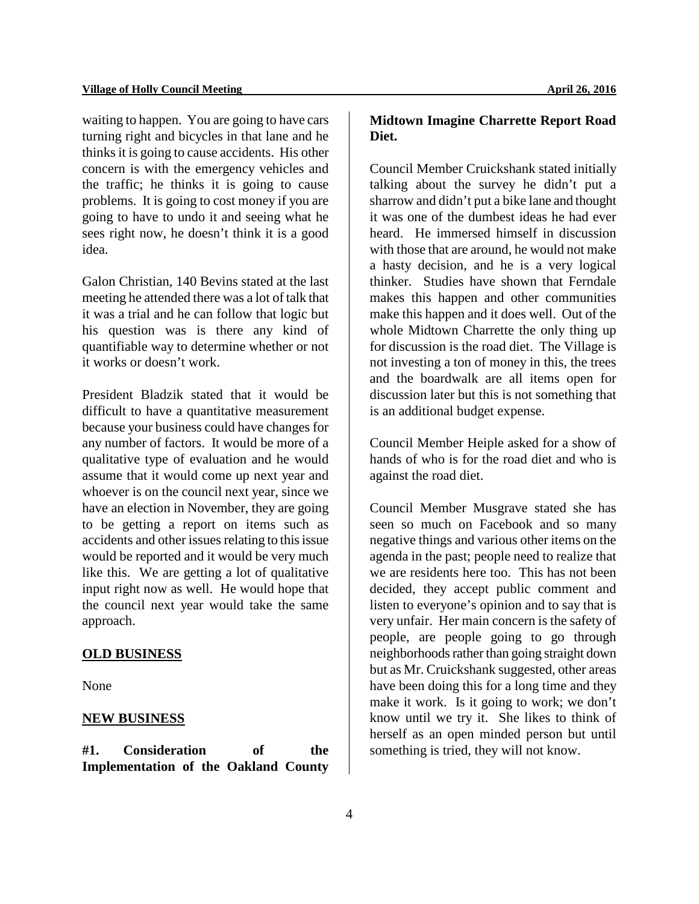waiting to happen. You are going to have cars turning right and bicycles in that lane and he thinks it is going to cause accidents. His other concern is with the emergency vehicles and the traffic; he thinks it is going to cause problems. It is going to cost money if you are going to have to undo it and seeing what he sees right now, he doesn't think it is a good idea.

Galon Christian, 140 Bevins stated at the last meeting he attended there was a lot of talk that it was a trial and he can follow that logic but his question was is there any kind of quantifiable way to determine whether or not it works or doesn't work.

President Bladzik stated that it would be difficult to have a quantitative measurement because your business could have changes for any number of factors. It would be more of a qualitative type of evaluation and he would assume that it would come up next year and whoever is on the council next year, since we have an election in November, they are going to be getting a report on items such as accidents and other issues relating to this issue would be reported and it would be very much like this. We are getting a lot of qualitative input right now as well. He would hope that the council next year would take the same approach.

## OLD BUSINESS

None

## NEW BUSINESS

**#1. Consideration of the Implementation of the Oakland County Midtown Imagine Charrette Report Road Diet.**

Council Member Cruickshank stated initially talking about the survey he didn't put a sharrow and didn't put a bike lane and thought it was one of the dumbest ideas he had ever heard. He immersed himself in discussion with those that are around, he would not make a hasty decision, and he is a very logical thinker. Studies have shown that Ferndale makes this happen and other communities make this happen and it does well. Out of the whole Midtown Charrette the only thing up for discussion is the road diet. The Village is not investing a ton of money in this, the trees and the boardwalk are all items open for discussion later but this is not something that is an additional budget expense.

Council Member Heiple asked for a show of hands of who is for the road diet and who is against the road diet.

Council Member Musgrave stated she has seen so much on Facebook and so many negative things and various other items on the agenda in the past; people need to realize that we are residents here too. This has not been decided, they accept public comment and listen to everyone's opinion and to say that is very unfair. Her main concern is the safety of people, are people going to go through neighborhoods rather than going straight down but as Mr. Cruickshank suggested, other areas have been doing this for a long time and they make it work. Is it going to work; we don't know until we try it. She likes to think of herself as an open minded person but until something is tried, they will not know.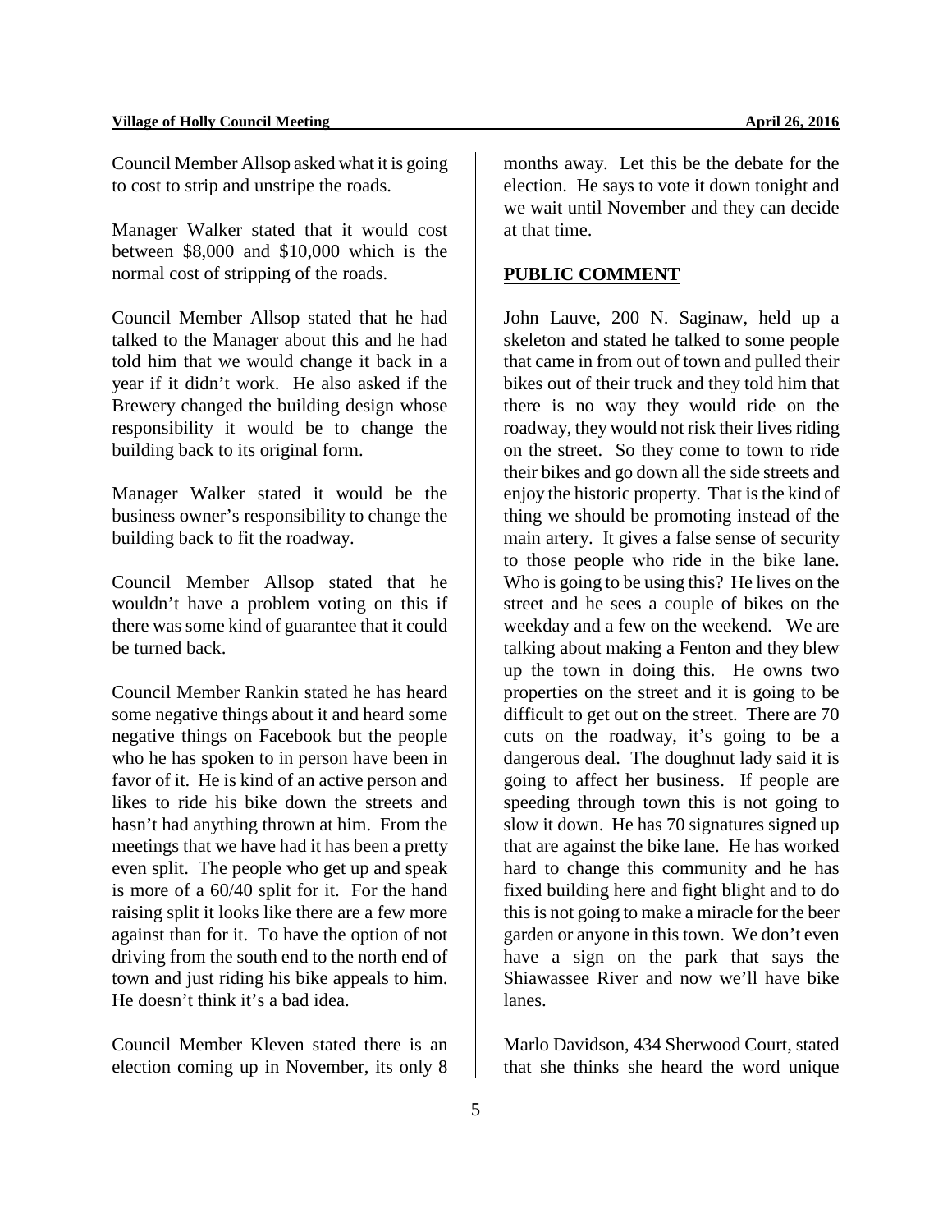Council Member Allsop asked what it is going to cost to strip and unstripe the roads.

Manager Walker stated that it would cost between $8,000 and $10,000 which is the normal cost of stripping of the roads.

Council Member Allsop stated that he had talked to the Manager about this and he had told him that we would change it back in a year if it didn't work. He also asked if the Brewery changed the building design whose responsibility it would be to change the building back to its original form.

Manager Walker stated it would be the business owner's responsibility to change the building back to fit the roadway.

Council Member Allsop stated that he wouldn't have a problem voting on this if there was some kind of guarantee that it could be turned back.

Council Member Rankin stated he has heard some negative things about it and heard some negative things on Facebook but the people who he has spoken to in person have been in favor of it. He is kind of an active person and likes to ride his bike down the streets and hasn't had anything thrown at him. From the meetings that we have had it has been a pretty even split. The people who get up and speak is more of a 60/40 split for it. For the hand raising split it looks like there are a few more against than for it. To have the option of not driving from the south end to the north end of town and just riding his bike appeals to him. He doesn't think it's a bad idea.

Council Member Kleven stated there is an election coming up in November, its only 8 months away. Let this be the debate for the election. He says to vote it down tonight and we wait until November and they can decide at that time.

## PUBLIC COMMENT

John Lauve, 200 N. Saginaw, held up a skeleton and stated he talked to some people that came in from out of town and pulled their bikes out of their truck and they told him that there is no way they would ride on the roadway, they would not risk their lives riding on the street. So they come to town to ride their bikes and go down all the side streets and enjoy the historic property. That is the kind of thing we should be promoting instead of the main artery. It gives a false sense of security to those people who ride in the bike lane. Who is going to be using this? He lives on the street and he sees a couple of bikes on the weekday and a few on the weekend. We are talking about making a Fenton and they blew up the town in doing this. He owns two properties on the street and it is going to be difficult to get out on the street. There are 70 cuts on the roadway, it's going to be a dangerous deal. The doughnut lady said it is going to affect her business. If people are speeding through town this is not going to slow it down. He has 70 signatures signed up that are against the bike lane. He has worked hard to change this community and he has fixed building here and fight blight and to do this is not going to make a miracle for the beer garden or anyone in this town. We don't even have a sign on the park that says the Shiawassee River and now we'll have bike lanes.

Marlo Davidson, 434 Sherwood Court, stated that she thinks she heard the word unique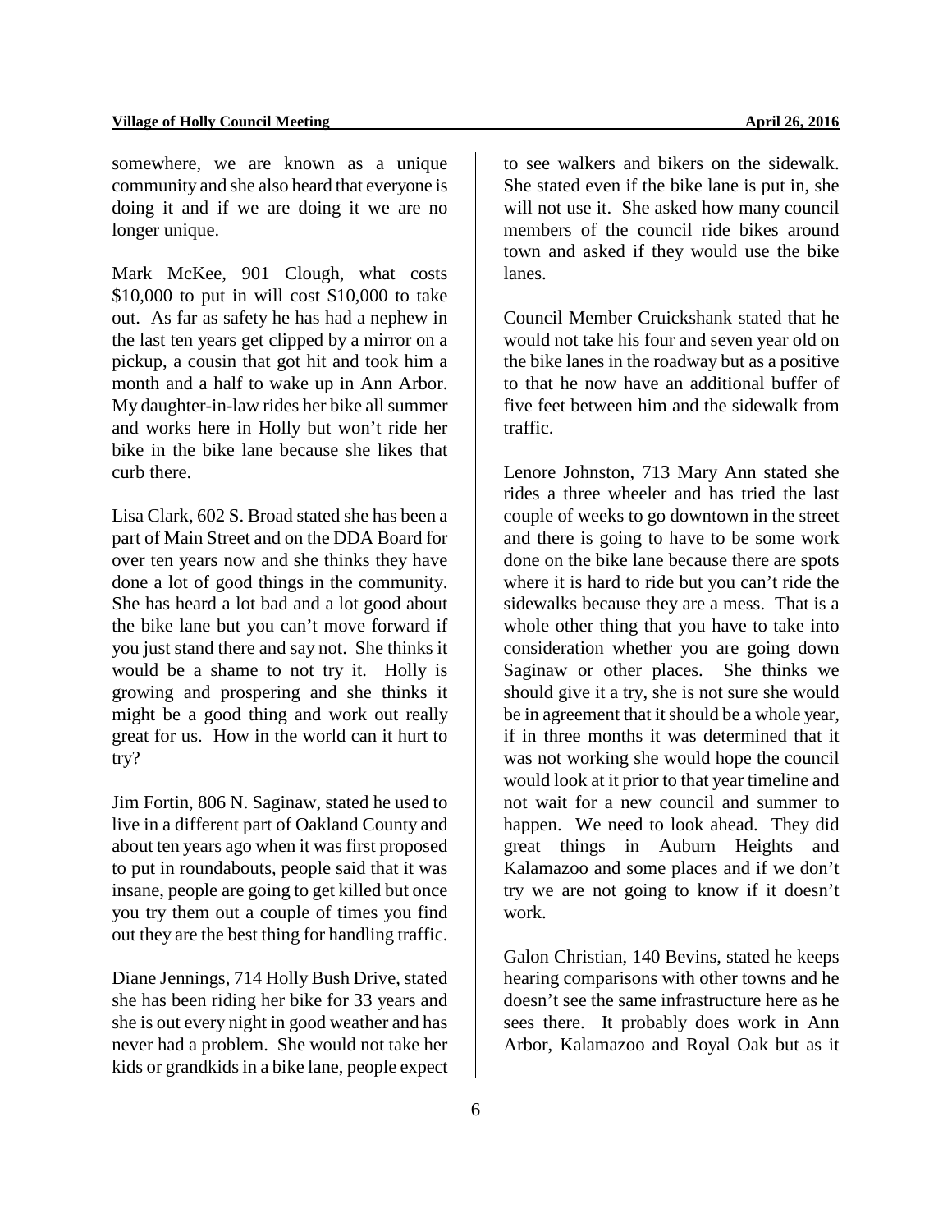somewhere, we are known as a unique community and she also heard that everyone is doing it and if we are doing it we are no longer unique.

Mark McKee, 901 Clough, what costs \$10,000 to put in will cost \$10,000 to take out. As far as safety he has had a nephew in the last ten years get clipped by a mirror on a pickup, a cousin that got hit and took him a month and a half to wake up in Ann Arbor. My daughter-in-law rides her bike all summer and works here in Holly but won't ride her bike in the bike lane because she likes that curb there.

Lisa Clark, 602 S. Broad stated she has been a part of Main Street and on the DDA Board for over ten years now and she thinks they have done a lot of good things in the community. She has heard a lot bad and a lot good about the bike lane but you can't move forward if you just stand there and say not. She thinks it would be a shame to not try it. Holly is growing and prospering and she thinks it might be a good thing and work out really great for us. How in the world can it hurt to try?

Jim Fortin, 806 N. Saginaw, stated he used to live in a different part of Oakland County and about ten years ago when it was first proposed to put in roundabouts, people said that it was insane, people are going to get killed but once you try them out a couple of times you find out they are the best thing for handling traffic.

Diane Jennings, 714 Holly Bush Drive, stated she has been riding her bike for 33 years and she is out every night in good weather and has never had a problem. She would not take her kids or grandkids in a bike lane, people expect to see walkers and bikers on the sidewalk. She stated even if the bike lane is put in, she will not use it. She asked how many council members of the council ride bikes around town and asked if they would use the bike lanes.

Council Member Cruickshank stated that he would not take his four and seven year old on the bike lanes in the roadway but as a positive to that he now have an additional buffer of five feet between him and the sidewalk from traffic.

Lenore Johnston, 713 Mary Ann stated she rides a three wheeler and has tried the last couple of weeks to go downtown in the street and there is going to have to be some work done on the bike lane because there are spots where it is hard to ride but you can't ride the sidewalks because they are a mess. That is a whole other thing that you have to take into consideration whether you are going down Saginaw or other places. She thinks we should give it a try, she is not sure she would be in agreement that it should be a whole year, if in three months it was determined that it was not working she would hope the council would look at it prior to that year timeline and not wait for a new council and summer to happen. We need to look ahead. They did great things in Auburn Heights and Kalamazoo and some places and if we don't try we are not going to know if it doesn't work.

Galon Christian, 140 Bevins, stated he keeps hearing comparisons with other towns and he doesn't see the same infrastructure here as he sees there. It probably does work in Ann Arbor, Kalamazoo and Royal Oak but as it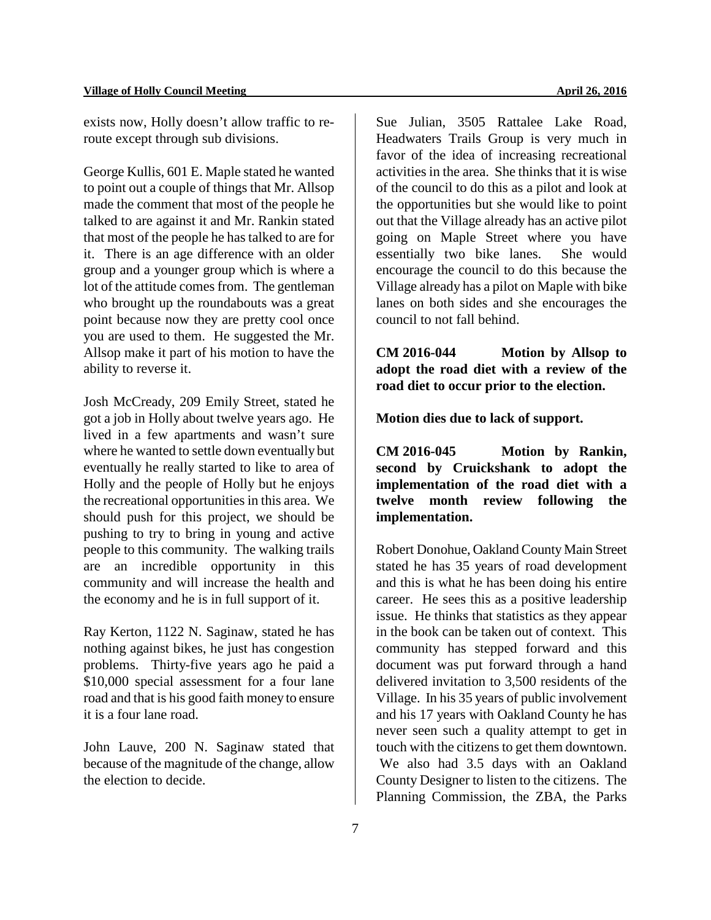exists now, Holly doesn't allow traffic to re-route except through sub divisions.

George Kullis, 601 E. Maple stated he wanted to point out a couple of things that Mr. Allsop made the comment that most of the people he talked to are against it and Mr. Rankin stated that most of the people he has talked to are for it. There is an age difference with an older group and a younger group which is where a lot of the attitude comes from. The gentleman who brought up the roundabouts was a great point because now they are pretty cool once you are used to them. He suggested the Mr. Allsop make it part of his motion to have the ability to reverse it.

Josh McCready, 209 Emily Street, stated he got a job in Holly about twelve years ago. He lived in a few apartments and wasn't sure where he wanted to settle down eventually but eventually he really started to like to area of Holly and the people of Holly but he enjoys the recreational opportunities in this area. We should push for this project, we should be pushing to try to bring in young and active people to this community. The walking trails are an incredible opportunity in this community and will increase the health and the economy and he is in full support of it.

Ray Kerton, 1122 N. Saginaw, stated he has nothing against bikes, he just has congestion problems. Thirty-five years ago he paid a $10,000 special assessment for a four lane road and that is his good faith money to ensure it is a four lane road.

John Lauve, 200 N. Saginaw stated that because of the magnitude of the change, allow the election to decide.

Sue Julian, 3505 Rattalee Lake Road, Headwaters Trails Group is very much in favor of the idea of increasing recreational activities in the area. She thinks that it is wise of the council to do this as a pilot and look at the opportunities but she would like to point out that the Village already has an active pilot going on Maple Street where you have essentially two bike lanes. She would encourage the council to do this because the Village already has a pilot on Maple with bike lanes on both sides and she encourages the council to not fall behind.

**CM 2016-044 Motion by Allsop to adopt the road diet with a review of the road diet to occur prior to the election.**

**Motion dies due to lack of support.**

**CM 2016-045 Motion by Rankin, second by Cruickshank to adopt the implementation of the road diet with a twelve month review following the implementation.**

Robert Donohue, Oakland County Main Street stated he has 35 years of road development and this is what he has been doing his entire career. He sees this as a positive leadership issue. He thinks that statistics as they appear in the book can be taken out of context. This community has stepped forward and this document was put forward through a hand delivered invitation to 3,500 residents of the Village. In his 35 years of public involvement and his 17 years with Oakland County he has never seen such a quality attempt to get in touch with the citizens to get them downtown. We also had 3.5 days with an Oakland County Designer to listen to the citizens. The Planning Commission, the ZBA, the Parks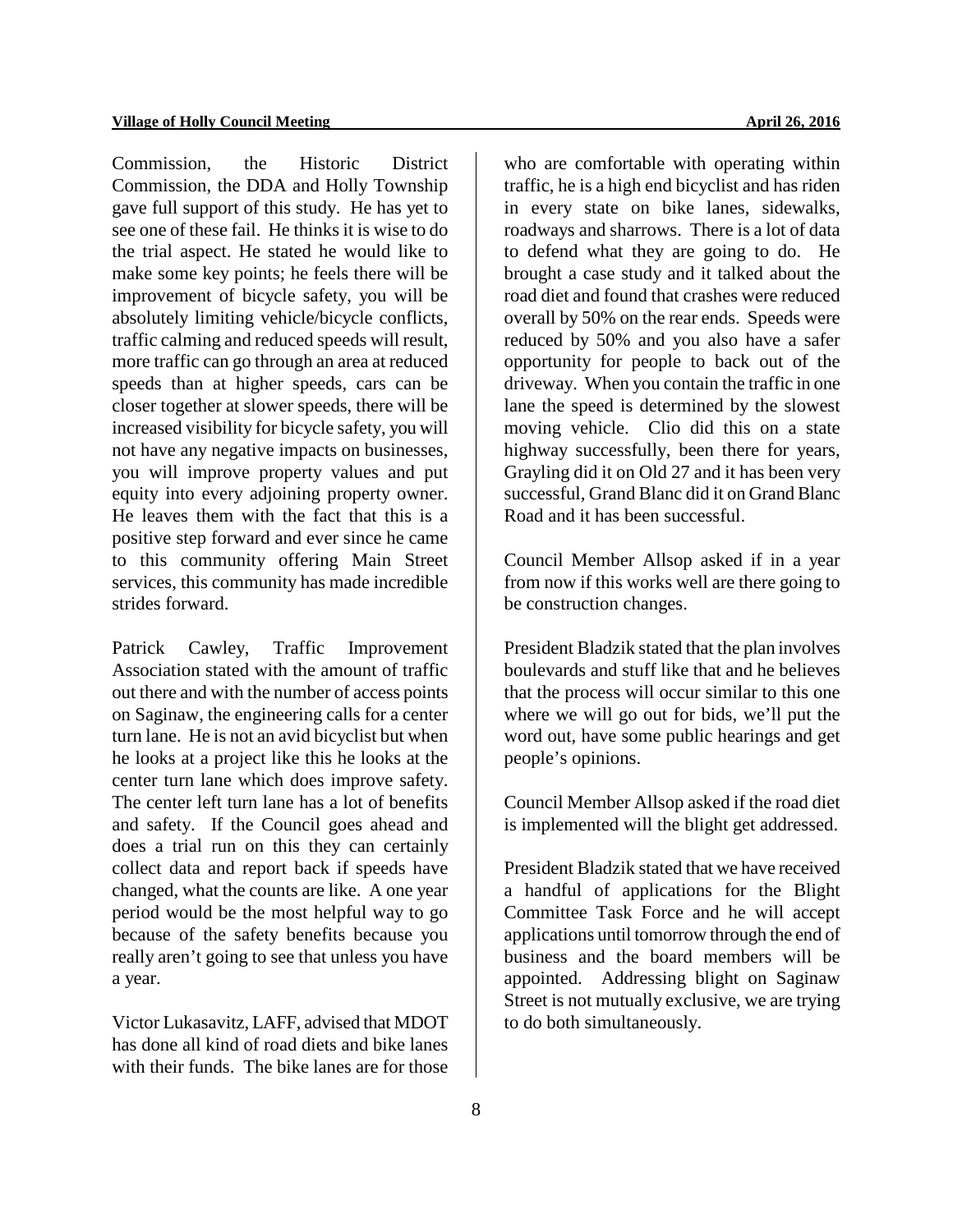Commission, the Historic District Commission, the DDA and Holly Township gave full support of this study. He has yet to see one of these fail. He thinks it is wise to do the trial aspect. He stated he would like to make some key points; he feels there will be improvement of bicycle safety, you will be absolutely limiting vehicle/bicycle conflicts, traffic calming and reduced speeds will result, more traffic can go through an area at reduced speeds than at higher speeds, cars can be closer together at slower speeds, there will be increased visibility for bicycle safety, you will not have any negative impacts on businesses, you will improve property values and put equity into every adjoining property owner. He leaves them with the fact that this is a positive step forward and ever since he came to this community offering Main Street services, this community has made incredible strides forward.

Patrick Cawley, Traffic Improvement Association stated with the amount of traffic out there and with the number of access points on Saginaw, the engineering calls for a center turn lane. He is not an avid bicyclist but when he looks at a project like this he looks at the center turn lane which does improve safety. The center left turn lane has a lot of benefits and safety. If the Council goes ahead and does a trial run on this they can certainly collect data and report back if speeds have changed, what the counts are like. A one year period would be the most helpful way to go because of the safety benefits because you really aren't going to see that unless you have a year.

Victor Lukasavitz, LAFF, advised that MDOT has done all kind of road diets and bike lanes with their funds. The bike lanes are for those who are comfortable with operating within traffic, he is a high end bicyclist and has riden in every state on bike lanes, sidewalks, roadways and sharrows. There is a lot of data to defend what they are going to do. He brought a case study and it talked about the road diet and found that crashes were reduced overall by 50% on the rear ends. Speeds were reduced by 50% and you also have a safer opportunity for people to back out of the driveway. When you contain the traffic in one lane the speed is determined by the slowest moving vehicle. Clio did this on a state highway successfully, been there for years, Grayling did it on Old 27 and it has been very successful, Grand Blanc did it on Grand Blanc Road and it has been successful.

Council Member Allsop asked if in a year from now if this works well are there going to be construction changes.

President Bladzik stated that the plan involves boulevards and stuff like that and he believes that the process will occur similar to this one where we will go out for bids, we'll put the word out, have some public hearings and get people's opinions.

Council Member Allsop asked if the road diet is implemented will the blight get addressed.

President Bladzik stated that we have received a handful of applications for the Blight Committee Task Force and he will accept applications until tomorrow through the end of business and the board members will be appointed. Addressing blight on Saginaw Street is not mutually exclusive, we are trying to do both simultaneously.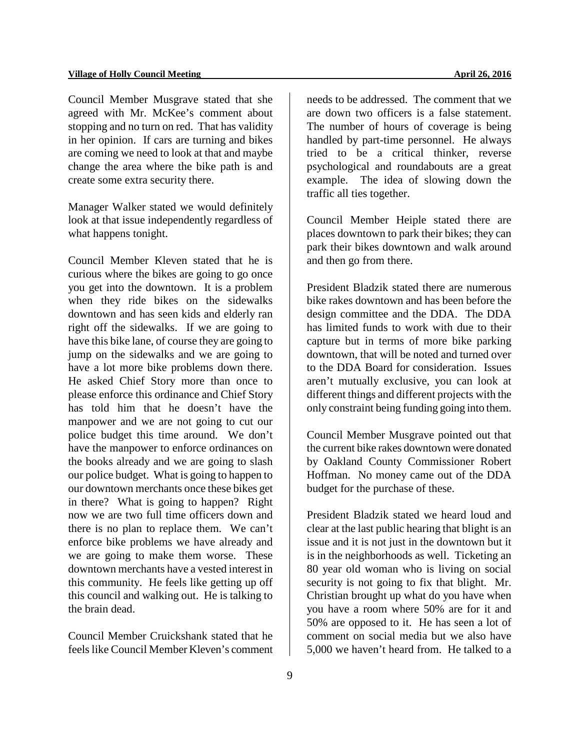Council Member Musgrave stated that she agreed with Mr. McKee's comment about stopping and no turn on red. That has validity in her opinion. If cars are turning and bikes are coming we need to look at that and maybe change the area where the bike path is and create some extra security there.

Manager Walker stated we would definitely look at that issue independently regardless of what happens tonight.

Council Member Kleven stated that he is curious where the bikes are going to go once you get into the downtown. It is a problem when they ride bikes on the sidewalks downtown and has seen kids and elderly ran right off the sidewalks. If we are going to have this bike lane, of course they are going to jump on the sidewalks and we are going to have a lot more bike problems down there. He asked Chief Story more than once to please enforce this ordinance and Chief Story has told him that he doesn't have the manpower and we are not going to cut our police budget this time around. We don't have the manpower to enforce ordinances on the books already and we are going to slash our police budget. What is going to happen to our downtown merchants once these bikes get in there? What is going to happen? Right now we are two full time officers down and there is no plan to replace them. We can't enforce bike problems we have already and we are going to make them worse. These downtown merchants have a vested interest in this community. He feels like getting up off this council and walking out. He is talking to the brain dead.

Council Member Cruickshank stated that he feels like Council Member Kleven's comment needs to be addressed. The comment that we are down two officers is a false statement. The number of hours of coverage is being handled by part-time personnel. He always tried to be a critical thinker, reverse psychological and roundabouts are a great example. The idea of slowing down the traffic all ties together.

Council Member Heiple stated there are places downtown to park their bikes; they can park their bikes downtown and walk around and then go from there.

President Bladzik stated there are numerous bike rakes downtown and has been before the design committee and the DDA. The DDA has limited funds to work with due to their capture but in terms of more bike parking downtown, that will be noted and turned over to the DDA Board for consideration. Issues aren't mutually exclusive, you can look at different things and different projects with the only constraint being funding going into them.

Council Member Musgrave pointed out that the current bike rakes downtown were donated by Oakland County Commissioner Robert Hoffman. No money came out of the DDA budget for the purchase of these.

President Bladzik stated we heard loud and clear at the last public hearing that blight is an issue and it is not just in the downtown but it is in the neighborhoods as well. Ticketing an 80 year old woman who is living on social security is not going to fix that blight. Mr. Christian brought up what do you have when you have a room where 50% are for it and 50% are opposed to it. He has seen a lot of comment on social media but we also have 5,000 we haven't heard from. He talked to a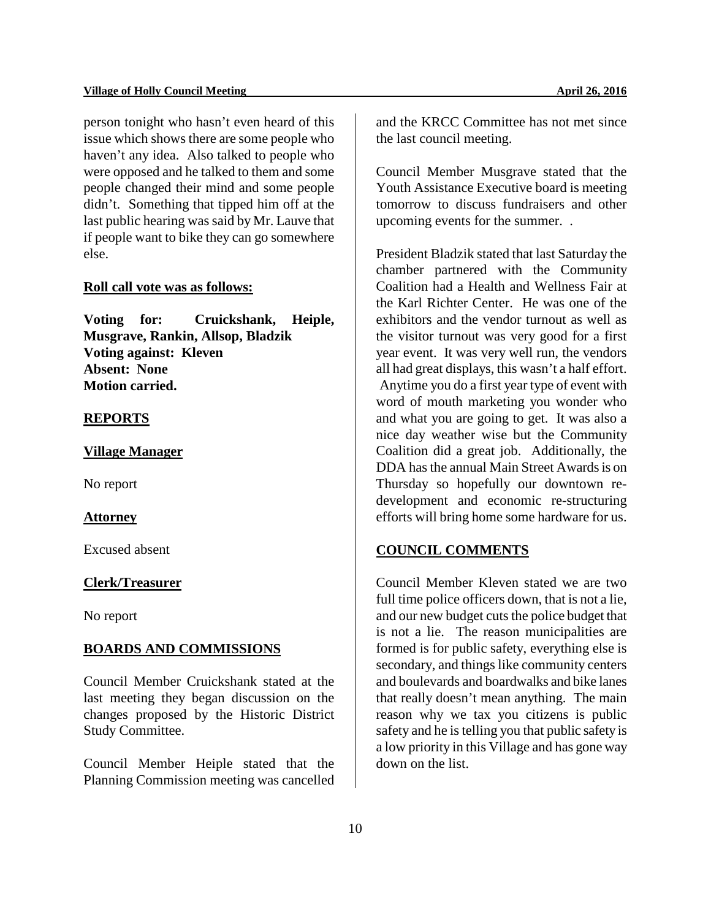person tonight who hasn't even heard of this issue which shows there are some people who haven't any idea. Also talked to people who were opposed and he talked to them and some people changed their mind and some people didn't. Something that tipped him off at the last public hearing was said by Mr. Lauve that if people want to bike they can go somewhere else.

**Roll call vote was as follows:**

**Voting for: Cruickshank, Heiple, Musgrave, Rankin, Allsop, Bladzik**
**Voting against: Kleven**
**Absent: None**
**Motion carried.**

## REPORTS

### Village Manager

No report

### Attorney

Excused absent

### Clerk/Treasurer

No report

## BOARDS AND COMMISSIONS

Council Member Cruickshank stated at the last meeting they began discussion on the changes proposed by the Historic District Study Committee.

Council Member Heiple stated that the Planning Commission meeting was cancelled and the KRCC Committee has not met since the last council meeting.

Council Member Musgrave stated that the Youth Assistance Executive board is meeting tomorrow to discuss fundraisers and other upcoming events for the summer. .

President Bladzik stated that last Saturday the chamber partnered with the Community Coalition had a Health and Wellness Fair at the Karl Richter Center. He was one of the exhibitors and the vendor turnout as well as the visitor turnout was very good for a first year event. It was very well run, the vendors all had great displays, this wasn't a half effort. Anytime you do a first year type of event with word of mouth marketing you wonder who and what you are going to get. It was also a nice day weather wise but the Community Coalition did a great job. Additionally, the DDA has the annual Main Street Awards is on Thursday so hopefully our downtown re-development and economic re-structuring efforts will bring home some hardware for us.

## COUNCIL COMMENTS

Council Member Kleven stated we are two full time police officers down, that is not a lie, and our new budget cuts the police budget that is not a lie. The reason municipalities are formed is for public safety, everything else is secondary, and things like community centers and boulevards and boardwalks and bike lanes that really doesn't mean anything. The main reason why we tax you citizens is public safety and he is telling you that public safety is a low priority in this Village and has gone way down on the list.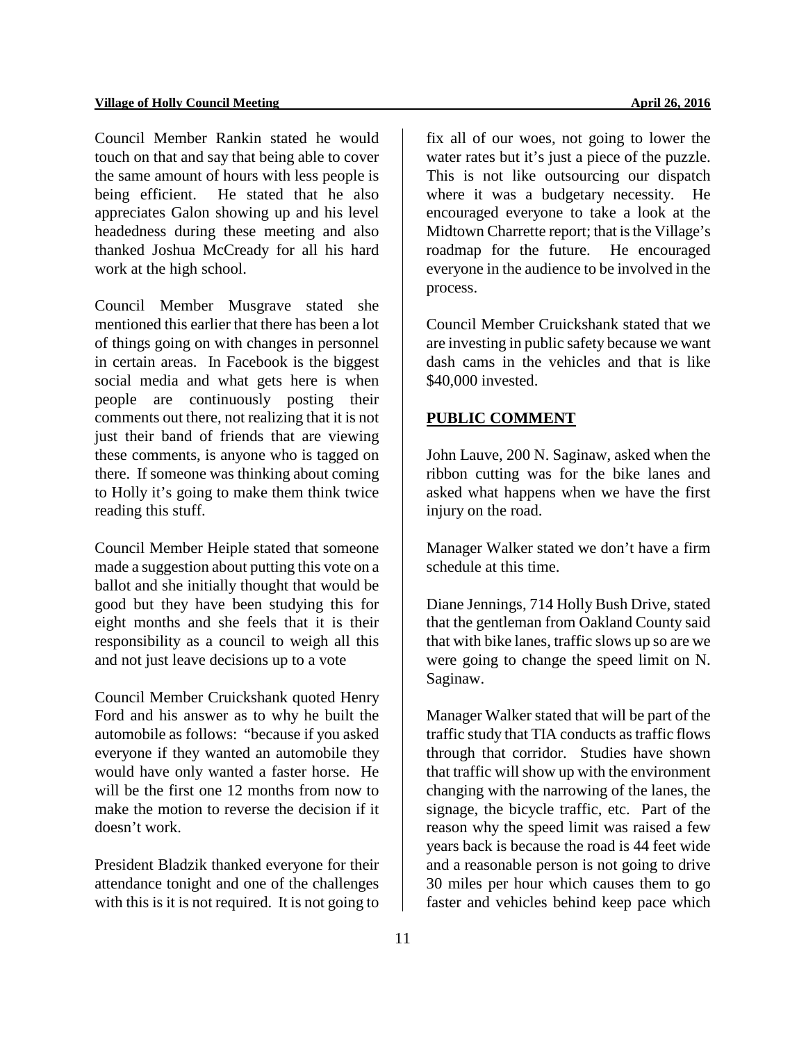Council Member Rankin stated he would touch on that and say that being able to cover the same amount of hours with less people is being efficient. He stated that he also appreciates Galon showing up and his level headedness during these meeting and also thanked Joshua McCready for all his hard work at the high school.

Council Member Musgrave stated she mentioned this earlier that there has been a lot of things going on with changes in personnel in certain areas. In Facebook is the biggest social media and what gets here is when people are continuously posting their comments out there, not realizing that it is not just their band of friends that are viewing these comments, is anyone who is tagged on there. If someone was thinking about coming to Holly it's going to make them think twice reading this stuff.

Council Member Heiple stated that someone made a suggestion about putting this vote on a ballot and she initially thought that would be good but they have been studying this for eight months and she feels that it is their responsibility as a council to weigh all this and not just leave decisions up to a vote

Council Member Cruickshank quoted Henry Ford and his answer as to why he built the automobile as follows: "because if you asked everyone if they wanted an automobile they would have only wanted a faster horse. He will be the first one 12 months from now to make the motion to reverse the decision if it doesn't work.

President Bladzik thanked everyone for their attendance tonight and one of the challenges with this is it is not required. It is not going to fix all of our woes, not going to lower the water rates but it's just a piece of the puzzle. This is not like outsourcing our dispatch where it was a budgetary necessity. He encouraged everyone to take a look at the Midtown Charrette report; that is the Village's roadmap for the future. He encouraged everyone in the audience to be involved in the process.

Council Member Cruickshank stated that we are investing in public safety because we want dash cams in the vehicles and that is like $40,000 invested.

## PUBLIC COMMENT

John Lauve, 200 N. Saginaw, asked when the ribbon cutting was for the bike lanes and asked what happens when we have the first injury on the road.

Manager Walker stated we don't have a firm schedule at this time.

Diane Jennings, 714 Holly Bush Drive, stated that the gentleman from Oakland County said that with bike lanes, traffic slows up so are we were going to change the speed limit on N. Saginaw.

Manager Walker stated that will be part of the traffic study that TIA conducts as traffic flows through that corridor. Studies have shown that traffic will show up with the environment changing with the narrowing of the lanes, the signage, the bicycle traffic, etc. Part of the reason why the speed limit was raised a few years back is because the road is 44 feet wide and a reasonable person is not going to drive 30 miles per hour which causes them to go faster and vehicles behind keep pace which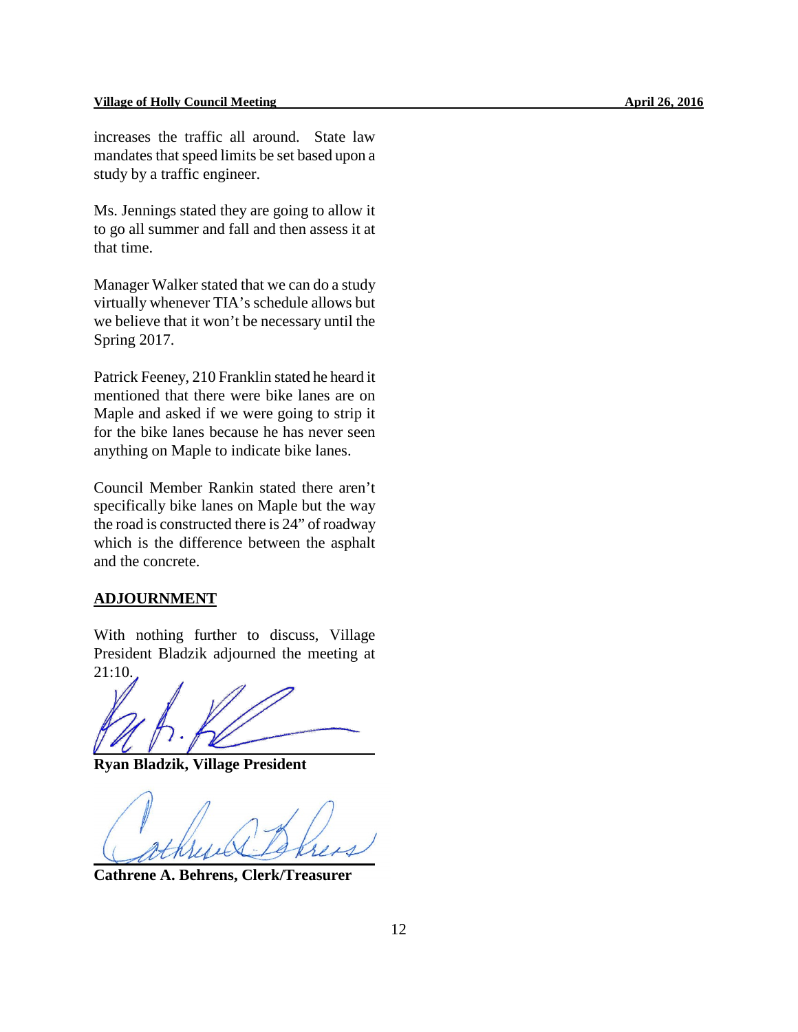increases the traffic all around. State law mandates that speed limits be set based upon a study by a traffic engineer.

Ms. Jennings stated they are going to allow it to go all summer and fall and then assess it at that time.

Manager Walker stated that we can do a study virtually whenever TIA's schedule allows but we believe that it won't be necessary until the Spring 2017.

Patrick Feeney, 210 Franklin stated he heard it mentioned that there were bike lanes are on Maple and asked if we were going to strip it for the bike lanes because he has never seen anything on Maple to indicate bike lanes.

Council Member Rankin stated there aren't specifically bike lanes on Maple but the way the road is constructed there is 24" of roadway which is the difference between the asphalt and the concrete.

## ADJOURNMENT

With nothing further to discuss, Village President Bladzik adjourned the meeting at 21:10.

**Ryan Bladzik, Village President**

**Cathrene A. Behrens, Clerk/Treasurer**